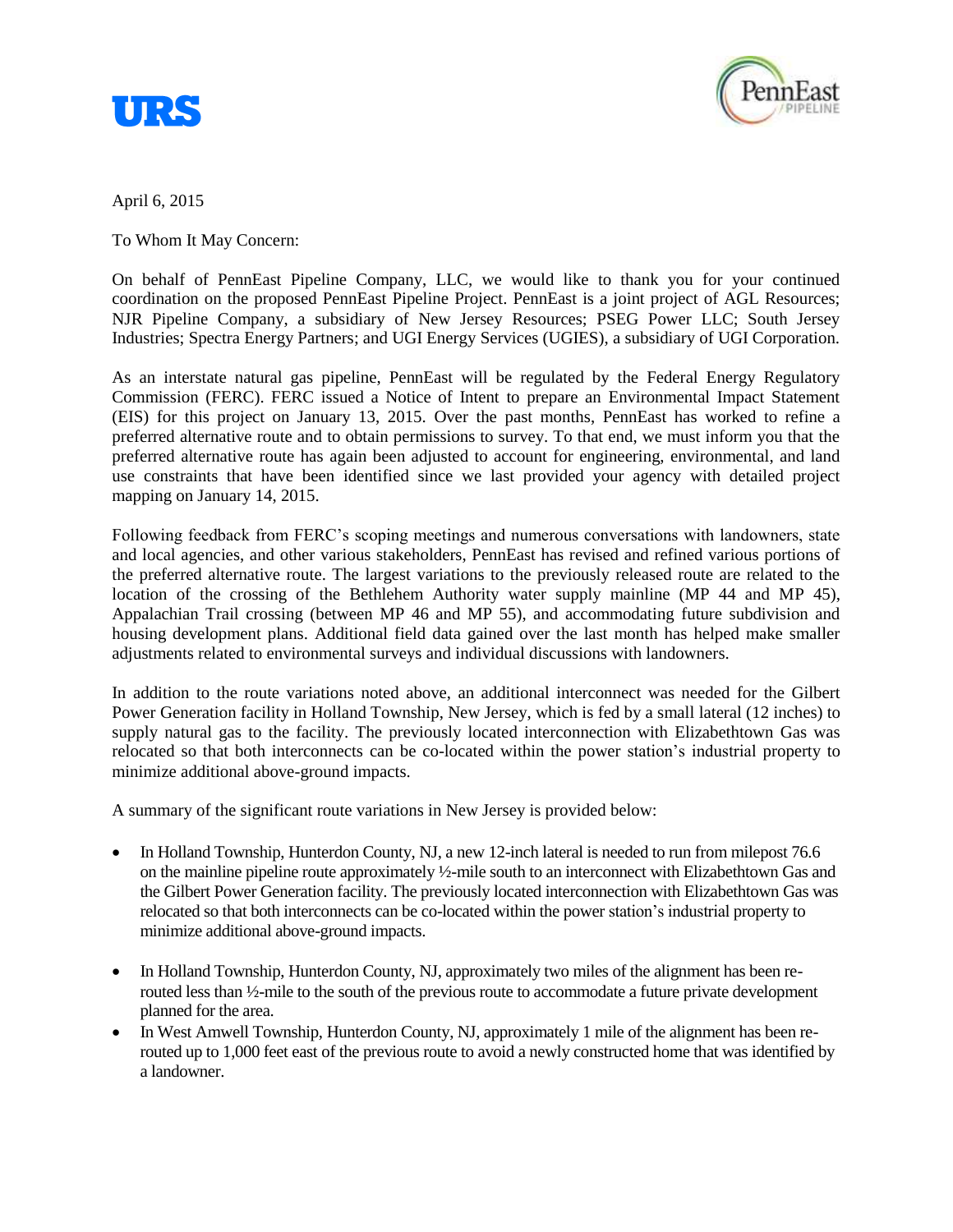URS

PennEast PIPELINE

April 6, 2015

To Whom It May Concern:

On behalf of PennEast Pipeline Company, LLC, we would like to thank you for your continued coordination on the proposed PennEast Pipeline Project. PennEast is a joint project of AGL Resources; NJR Pipeline Company, a subsidiary of New Jersey Resources; PSEG Power LLC; South Jersey Industries; Spectra Energy Partners; and UGI Energy Services (UGIES), a subsidiary of UGI Corporation.

As an interstate natural gas pipeline, PennEast will be regulated by the Federal Energy Regulatory Commission (FERC). FERC issued a Notice of Intent to prepare an Environmental Impact Statement (EIS) for this project on January 13, 2015. Over the past months, PennEast has worked to refine a preferred alternative route and to obtain permissions to survey. To that end, we must inform you that the preferred alternative route has again been adjusted to account for engineering, environmental, and land use constraints that have been identified since we last provided your agency with detailed project mapping on January 14, 2015.

Following feedback from FERC's scoping meetings and numerous conversations with landowners, state and local agencies, and other various stakeholders, PennEast has revised and refined various portions of the preferred alternative route. The largest variations to the previously released route are related to the location of the crossing of the Bethlehem Authority water supply mainline (MP 44 and MP 45), Appalachian Trail crossing (between MP 46 and MP 55), and accommodating future subdivision and housing development plans. Additional field data gained over the last month has helped make smaller adjustments related to environmental surveys and individual discussions with landowners.

In addition to the route variations noted above, an additional interconnect was needed for the Gilbert Power Generation facility in Holland Township, New Jersey, which is fed by a small lateral (12 inches) to supply natural gas to the facility. The previously located interconnection with Elizabethtown Gas was relocated so that both interconnects can be co-located within the power station's industrial property to minimize additional above-ground impacts.

A summary of the significant route variations in New Jersey is provided below:

- In Holland Township, Hunterdon County, NJ, a new 12-inch lateral is needed to run from milepost 76.6 on the mainline pipeline route approximately ½-mile south to an interconnect with Elizabethtown Gas and the Gilbert Power Generation facility. The previously located interconnection with Elizabethtown Gas was relocated so that both interconnects can be co-located within the power station's industrial property to minimize additional above-ground impacts.
- In Holland Township, Hunterdon County, NJ, approximately two miles of the alignment has been re-routed less than ½-mile to the south of the previous route to accommodate a future private development planned for the area.
- In West Amwell Township, Hunterdon County, NJ, approximately 1 mile of the alignment has been re-routed up to 1,000 feet east of the previous route to avoid a newly constructed home that was identified by a landowner.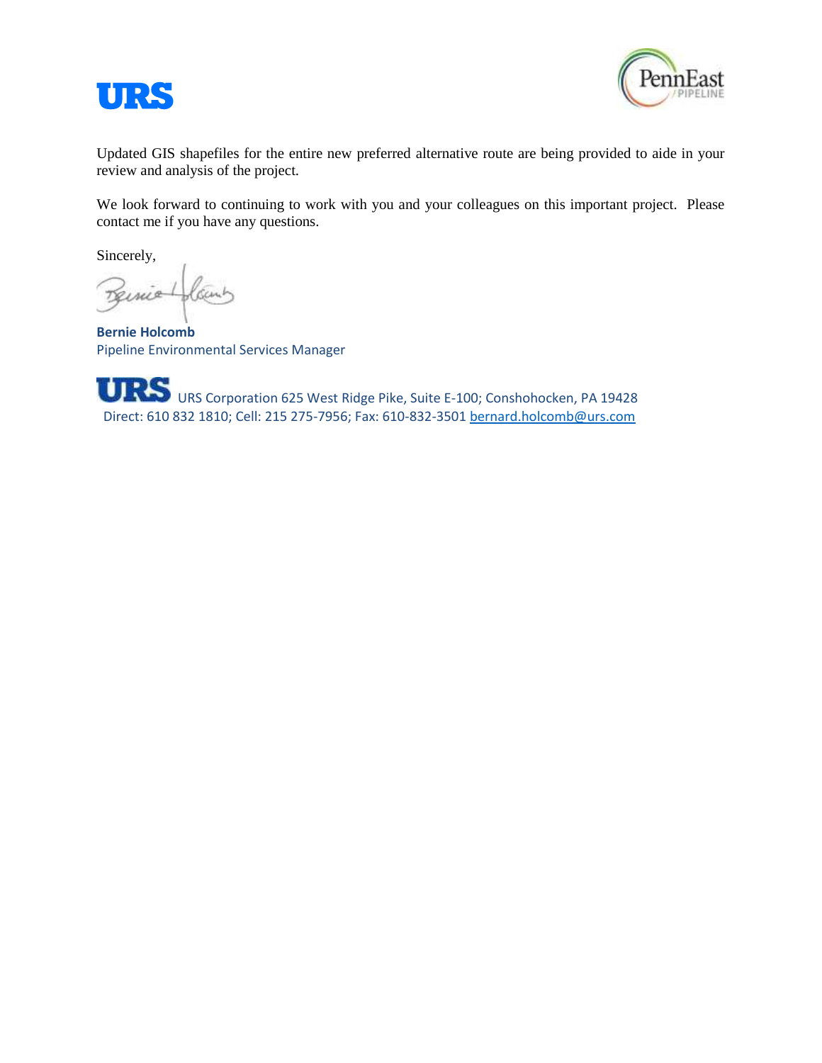Updated GIS shapefiles for the entire new preferred alternative route are being provided to aide in your review and analysis of the project.

We look forward to continuing to work with you and your colleagues on this important project. Please contact me if you have any questions.

Sincerely,

**Bernie Holcomb**
Pipeline Environmental Services Manager

URS Corporation 625 West Ridge Pike, Suite E-100; Conshohocken, PA 19428
Direct: 610 832 1810; Cell: 215 275-7956; Fax: 610-832-3501 bernard.holcomb@urs.com